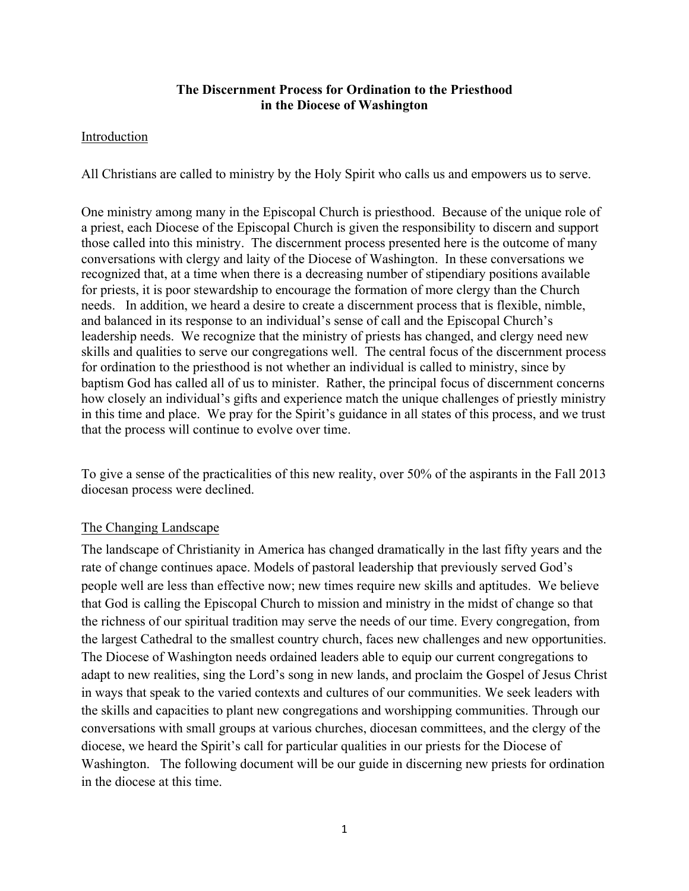# The Discernment Process for Ordination to the Priesthood in the Diocese of Washington

## Introduction

All Christians are called to ministry by the Holy Spirit who calls us and empowers us to serve.

One ministry among many in the Episcopal Church is priesthood. Because of the unique role of a priest, each Diocese of the Episcopal Church is given the responsibility to discern and support those called into this ministry. The discernment process presented here is the outcome of many conversations with clergy and laity of the Diocese of Washington. In these conversations we recognized that, at a time when there is a decreasing number of stipendiary positions available for priests, it is poor stewardship to encourage the formation of more clergy than the Church needs. In addition, we heard a desire to create a discernment process that is flexible, nimble, and balanced in its response to an individual's sense of call and the Episcopal Church's leadership needs. We recognize that the ministry of priests has changed, and clergy need new skills and qualities to serve our congregations well. The central focus of the discernment process for ordination to the priesthood is not whether an individual is called to ministry, since by baptism God has called all of us to minister. Rather, the principal focus of discernment concerns how closely an individual's gifts and experience match the unique challenges of priestly ministry in this time and place. We pray for the Spirit's guidance in all states of this process, and we trust that the process will continue to evolve over time.

To give a sense of the practicalities of this new reality, over 50% of the aspirants in the Fall 2013 diocesan process were declined.

## The Changing Landscape

The landscape of Christianity in America has changed dramatically in the last fifty years and the rate of change continues apace. Models of pastoral leadership that previously served God's people well are less than effective now; new times require new skills and aptitudes. We believe that God is calling the Episcopal Church to mission and ministry in the midst of change so that the richness of our spiritual tradition may serve the needs of our time. Every congregation, from the largest Cathedral to the smallest country church, faces new challenges and new opportunities. The Diocese of Washington needs ordained leaders able to equip our current congregations to adapt to new realities, sing the Lord's song in new lands, and proclaim the Gospel of Jesus Christ in ways that speak to the varied contexts and cultures of our communities. We seek leaders with the skills and capacities to plant new congregations and worshipping communities. Through our conversations with small groups at various churches, diocesan committees, and the clergy of the diocese, we heard the Spirit's call for particular qualities in our priests for the Diocese of Washington. The following document will be our guide in discerning new priests for ordination in the diocese at this time.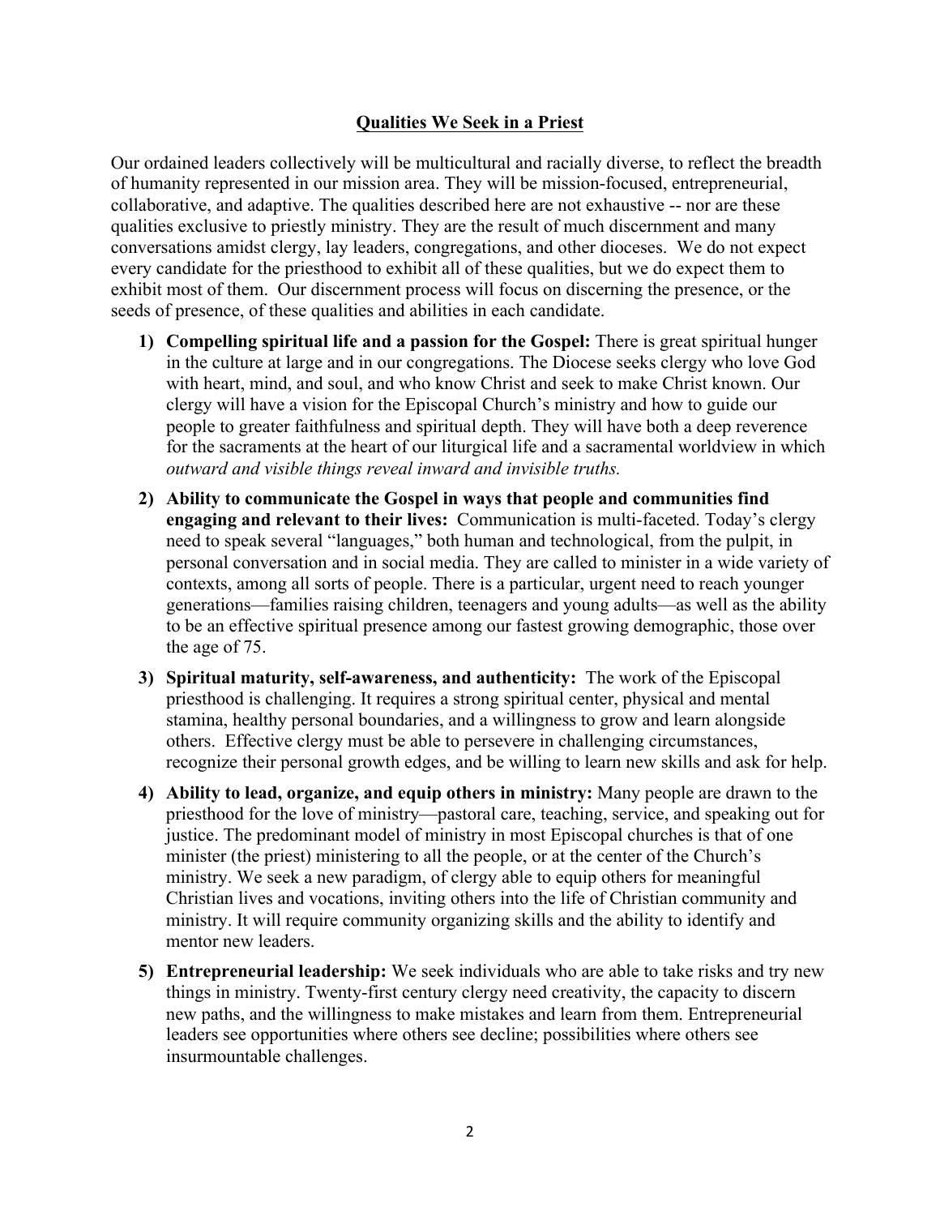## Qualities We Seek in a Priest

Our ordained leaders collectively will be multicultural and racially diverse, to reflect the breadth of humanity represented in our mission area. They will be mission-focused, entrepreneurial, collaborative, and adaptive. The qualities described here are not exhaustive -- nor are these qualities exclusive to priestly ministry. They are the result of much discernment and many conversations amidst clergy, lay leaders, congregations, and other dioceses. We do not expect every candidate for the priesthood to exhibit all of these qualities, but we do expect them to exhibit most of them. Our discernment process will focus on discerning the presence, or the seeds of presence, of these qualities and abilities in each candidate.

1) **Compelling spiritual life and a passion for the Gospel:** There is great spiritual hunger in the culture at large and in our congregations. The Diocese seeks clergy who love God with heart, mind, and soul, and who know Christ and seek to make Christ known. Our clergy will have a vision for the Episcopal Church's ministry and how to guide our people to greater faithfulness and spiritual depth. They will have both a deep reverence for the sacraments at the heart of our liturgical life and a sacramental worldview in which *outward and visible things reveal inward and invisible truths.*
2) **Ability to communicate the Gospel in ways that people and communities find engaging and relevant to their lives:** Communication is multi-faceted. Today's clergy need to speak several "languages," both human and technological, from the pulpit, in personal conversation and in social media. They are called to minister in a wide variety of contexts, among all sorts of people. There is a particular, urgent need to reach younger generations—families raising children, teenagers and young adults—as well as the ability to be an effective spiritual presence among our fastest growing demographic, those over the age of 75.
3) **Spiritual maturity, self-awareness, and authenticity:** The work of the Episcopal priesthood is challenging. It requires a strong spiritual center, physical and mental stamina, healthy personal boundaries, and a willingness to grow and learn alongside others. Effective clergy must be able to persevere in challenging circumstances, recognize their personal growth edges, and be willing to learn new skills and ask for help.
4) **Ability to lead, organize, and equip others in ministry:** Many people are drawn to the priesthood for the love of ministry—pastoral care, teaching, service, and speaking out for justice. The predominant model of ministry in most Episcopal churches is that of one minister (the priest) ministering to all the people, or at the center of the Church's ministry. We seek a new paradigm, of clergy able to equip others for meaningful Christian lives and vocations, inviting others into the life of Christian community and ministry. It will require community organizing skills and the ability to identify and mentor new leaders.
5) **Entrepreneurial leadership:** We seek individuals who are able to take risks and try new things in ministry. Twenty-first century clergy need creativity, the capacity to discern new paths, and the willingness to make mistakes and learn from them. Entrepreneurial leaders see opportunities where others see decline; possibilities where others see insurmountable challenges.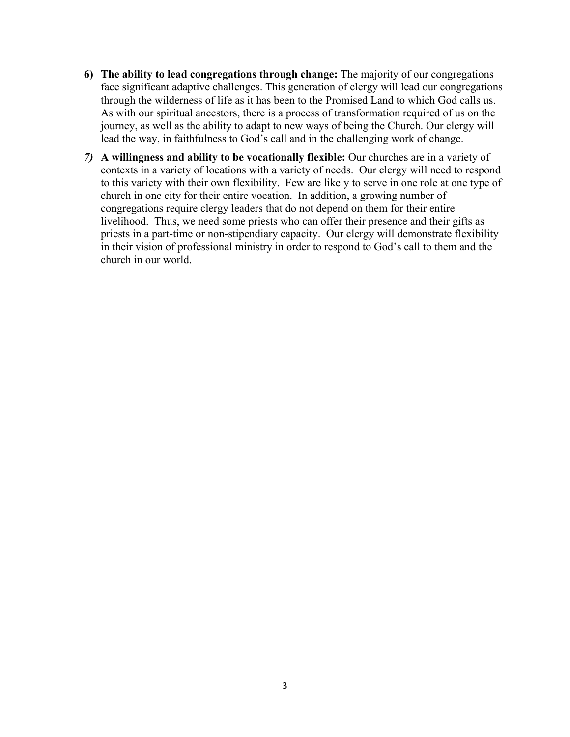6) **The ability to lead congregations through change:** The majority of our congregations face significant adaptive challenges. This generation of clergy will lead our congregations through the wilderness of life as it has been to the Promised Land to which God calls us. As with our spiritual ancestors, there is a process of transformation required of us on the journey, as well as the ability to adapt to new ways of being the Church. Our clergy will lead the way, in faithfulness to God's call and in the challenging work of change.

7) **A willingness and ability to be vocationally flexible:** Our churches are in a variety of contexts in a variety of locations with a variety of needs. Our clergy will need to respond to this variety with their own flexibility. Few are likely to serve in one role at one type of church in one city for their entire vocation. In addition, a growing number of congregations require clergy leaders that do not depend on them for their entire livelihood. Thus, we need some priests who can offer their presence and their gifts as priests in a part-time or non-stipendiary capacity. Our clergy will demonstrate flexibility in their vision of professional ministry in order to respond to God's call to them and the church in our world.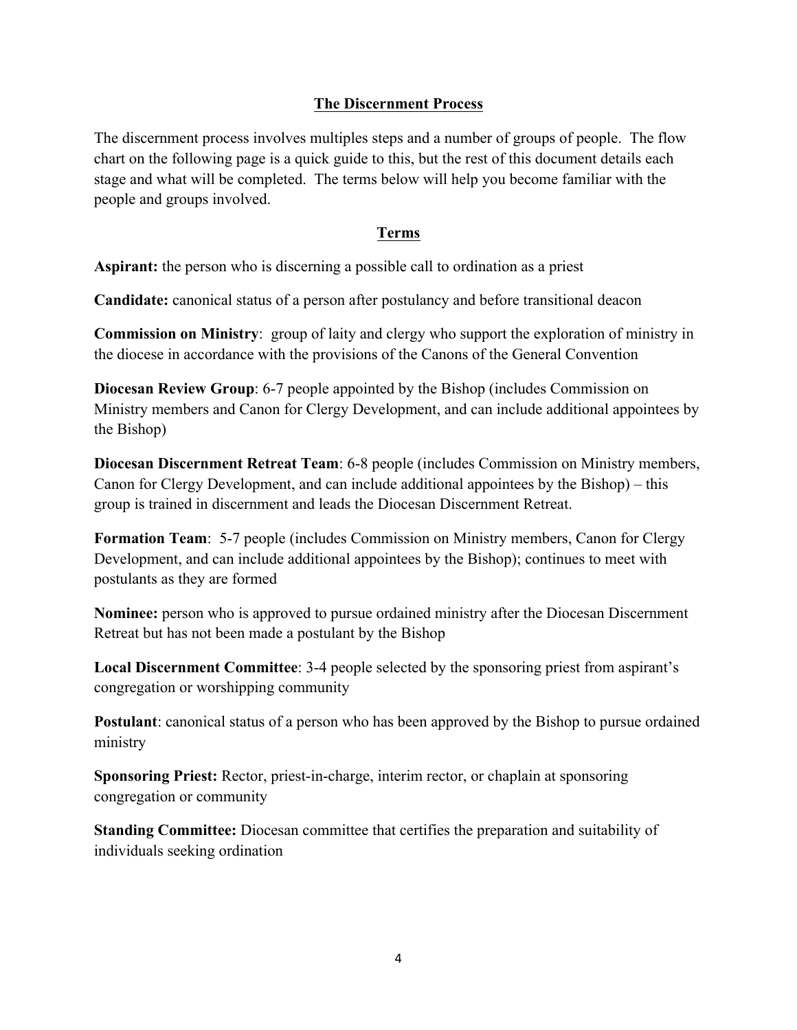## The Discernment Process

The discernment process involves multiples steps and a number of groups of people. The flow chart on the following page is a quick guide to this, but the rest of this document details each stage and what will be completed. The terms below will help you become familiar with the people and groups involved.

### Terms

**Aspirant:** the person who is discerning a possible call to ordination as a priest

**Candidate:** canonical status of a person after postulancy and before transitional deacon

**Commission on Ministry**: group of laity and clergy who support the exploration of ministry in the diocese in accordance with the provisions of the Canons of the General Convention

**Diocesan Review Group**: 6-7 people appointed by the Bishop (includes Commission on Ministry members and Canon for Clergy Development, and can include additional appointees by the Bishop)

**Diocesan Discernment Retreat Team**: 6-8 people (includes Commission on Ministry members, Canon for Clergy Development, and can include additional appointees by the Bishop) – this group is trained in discernment and leads the Diocesan Discernment Retreat.

**Formation Team**: 5-7 people (includes Commission on Ministry members, Canon for Clergy Development, and can include additional appointees by the Bishop); continues to meet with postulants as they are formed

**Nominee:** person who is approved to pursue ordained ministry after the Diocesan Discernment Retreat but has not been made a postulant by the Bishop

**Local Discernment Committee**: 3-4 people selected by the sponsoring priest from aspirant's congregation or worshipping community

**Postulant**: canonical status of a person who has been approved by the Bishop to pursue ordained ministry

**Sponsoring Priest:** Rector, priest-in-charge, interim rector, or chaplain at sponsoring congregation or community

**Standing Committee:** Diocesan committee that certifies the preparation and suitability of individuals seeking ordination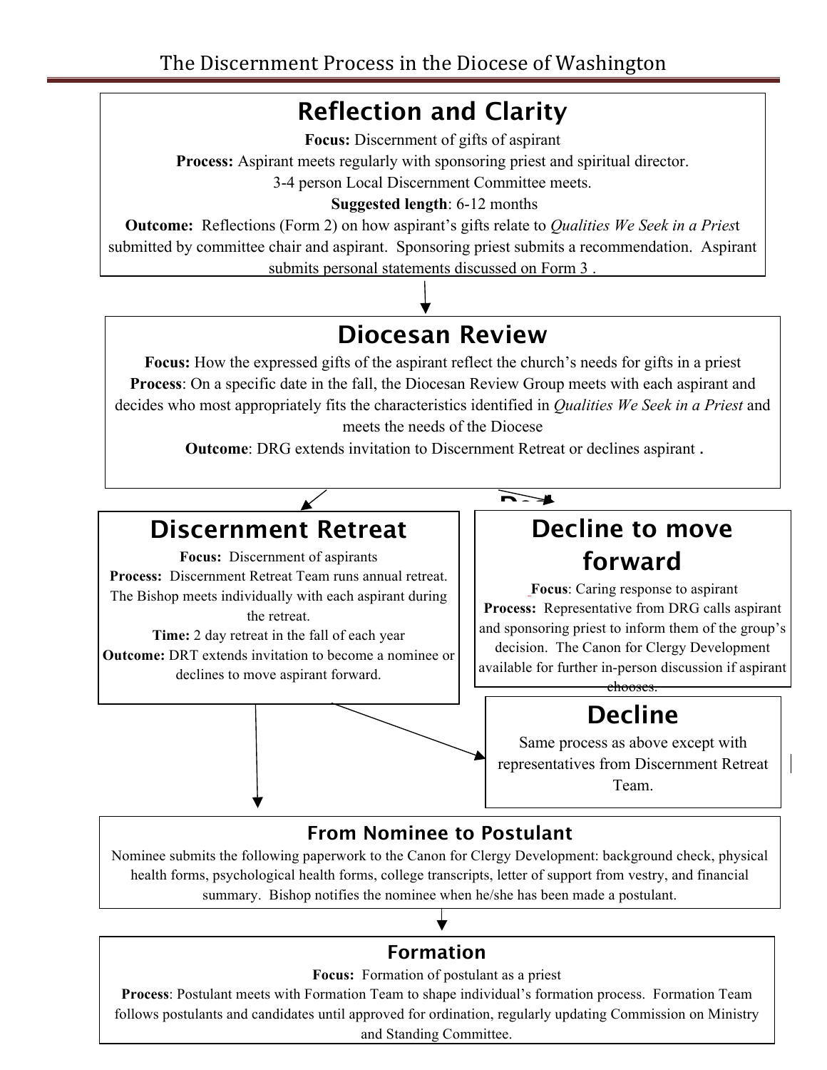# The Discernment Process in the Diocese of Washington

## Reflection and Clarity

**Focus:** Discernment of gifts of aspirant

**Process:** Aspirant meets regularly with sponsoring priest and spiritual director.
3-4 person Local Discernment Committee meets.

**Suggested length**: 6-12 months

**Outcome:** Reflections (Form 2) on how aspirant's gifts relate to *Qualities We Seek in a Priest* submitted by committee chair and aspirant. Sponsoring priest submits a recommendation. Aspirant submits personal statements discussed on Form 3 .

## Diocesan Review

**Focus:** How the expressed gifts of the aspirant reflect the church's needs for gifts in a priest

**Process**: On a specific date in the fall, the Diocesan Review Group meets with each aspirant and decides who most appropriately fits the characteristics identified in *Qualities We Seek in a Priest* and meets the needs of the Diocese

**Outcome**: DRG extends invitation to Discernment Retreat or declines aspirant **.**

## Discernment Retreat

**Focus:** Discernment of aspirants

**Process:** Discernment Retreat Team runs annual retreat. The Bishop meets individually with each aspirant during the retreat.

**Time:** 2 day retreat in the fall of each year

**Outcome:** DRT extends invitation to become a nominee or declines to move aspirant forward.

## Decline to move forward

**Focus**: Caring response to aspirant

**Process:** Representative from DRG calls aspirant and sponsoring priest to inform them of the group's decision. The Canon for Clergy Development available for further in-person discussion if aspirant chooses.

## Decline

Same process as above except with representatives from Discernment Retreat Team.

## From Nominee to Postulant

Nominee submits the following paperwork to the Canon for Clergy Development: background check, physical health forms, psychological health forms, college transcripts, letter of support from vestry, and financial summary. Bishop notifies the nominee when he/she has been made a postulant.

## Formation

**Focus:** Formation of postulant as a priest

**Process**: Postulant meets with Formation Team to shape individual's formation process. Formation Team follows postulants and candidates until approved for ordination, regularly updating Commission on Ministry and Standing Committee.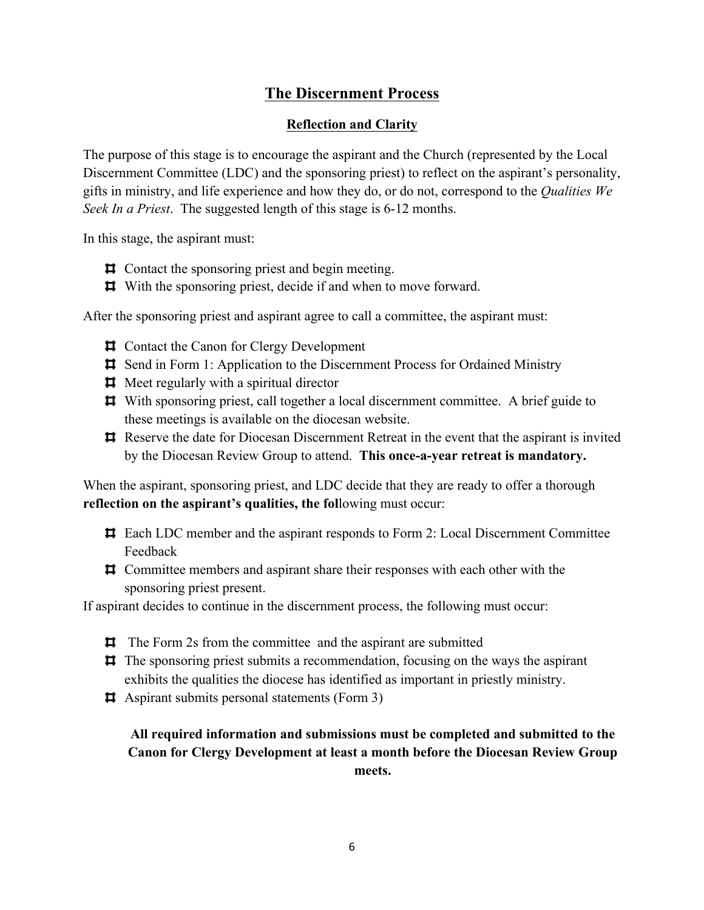## The Discernment Process

### Reflection and Clarity

The purpose of this stage is to encourage the aspirant and the Church (represented by the Local Discernment Committee (LDC) and the sponsoring priest) to reflect on the aspirant's personality, gifts in ministry, and life experience and how they do, or do not, correspond to the *Qualities We Seek In a Priest*. The suggested length of this stage is 6-12 months.

In this stage, the aspirant must:

- Contact the sponsoring priest and begin meeting.
- With the sponsoring priest, decide if and when to move forward.

After the sponsoring priest and aspirant agree to call a committee, the aspirant must:

- Contact the Canon for Clergy Development
- Send in Form 1: Application to the Discernment Process for Ordained Ministry
- Meet regularly with a spiritual director
- With sponsoring priest, call together a local discernment committee. A brief guide to these meetings is available on the diocesan website.
- Reserve the date for Diocesan Discernment Retreat in the event that the aspirant is invited by the Diocesan Review Group to attend. **This once-a-year retreat is mandatory.**

When the aspirant, sponsoring priest, and LDC decide that they are ready to offer a thorough **reflection on the aspirant's qualities, the fol**lowing must occur:

- Each LDC member and the aspirant responds to Form 2: Local Discernment Committee Feedback
- Committee members and aspirant share their responses with each other with the sponsoring priest present.

If aspirant decides to continue in the discernment process, the following must occur:

- The Form 2s from the committee and the aspirant are submitted
- The sponsoring priest submits a recommendation, focusing on the ways the aspirant exhibits the qualities the diocese has identified as important in priestly ministry.
- Aspirant submits personal statements (Form 3)

**All required information and submissions must be completed and submitted to the Canon for Clergy Development at least a month before the Diocesan Review Group meets.**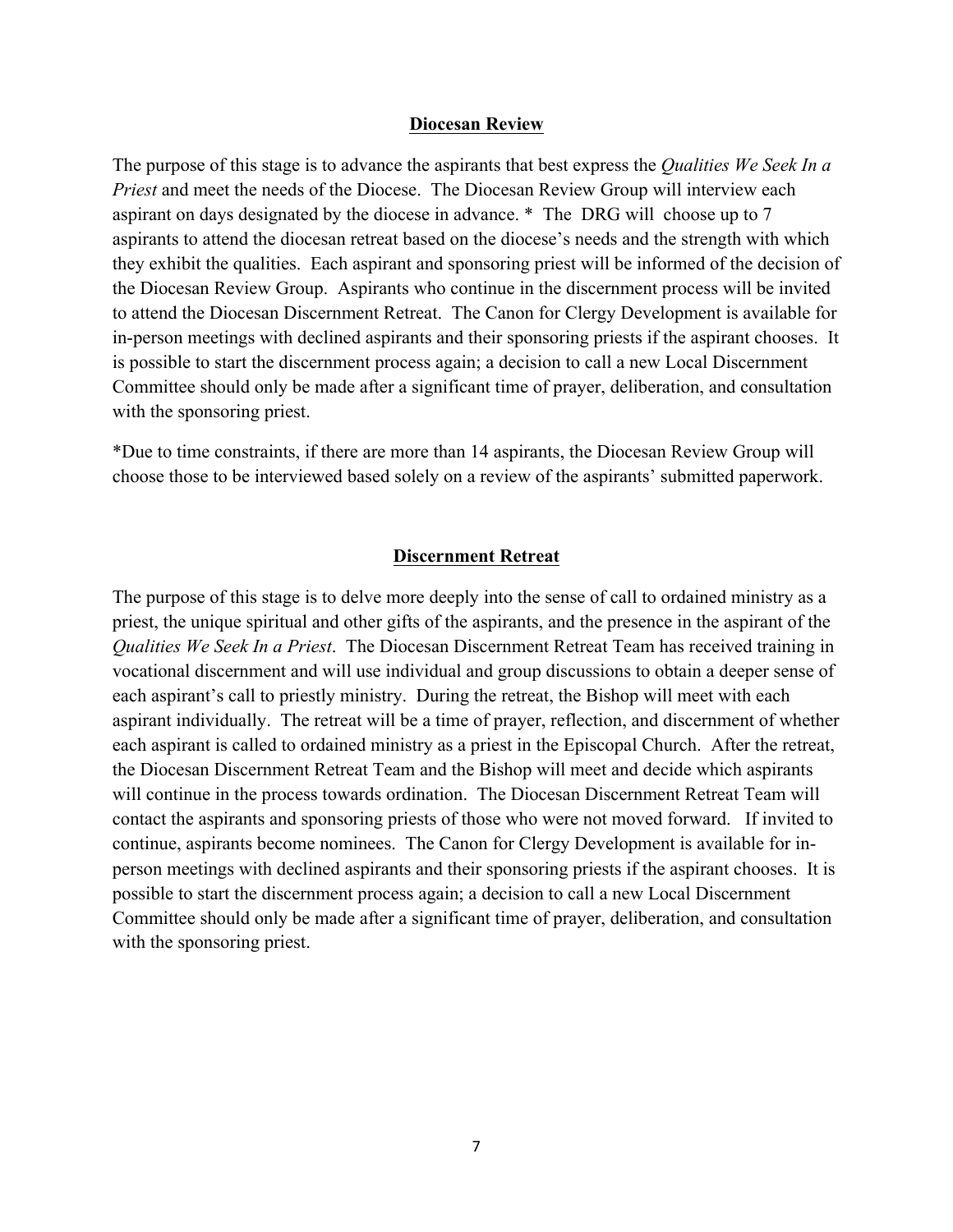## Diocesan Review

The purpose of this stage is to advance the aspirants that best express the *Qualities We Seek In a Priest* and meet the needs of the Diocese. The Diocesan Review Group will interview each aspirant on days designated by the diocese in advance. * The DRG will choose up to 7 aspirants to attend the diocesan retreat based on the diocese's needs and the strength with which they exhibit the qualities. Each aspirant and sponsoring priest will be informed of the decision of the Diocesan Review Group. Aspirants who continue in the discernment process will be invited to attend the Diocesan Discernment Retreat. The Canon for Clergy Development is available for in-person meetings with declined aspirants and their sponsoring priests if the aspirant chooses. It is possible to start the discernment process again; a decision to call a new Local Discernment Committee should only be made after a significant time of prayer, deliberation, and consultation with the sponsoring priest.

*Due to time constraints, if there are more than 14 aspirants, the Diocesan Review Group will choose those to be interviewed based solely on a review of the aspirants' submitted paperwork.

## Discernment Retreat

The purpose of this stage is to delve more deeply into the sense of call to ordained ministry as a priest, the unique spiritual and other gifts of the aspirants, and the presence in the aspirant of the *Qualities We Seek In a Priest*. The Diocesan Discernment Retreat Team has received training in vocational discernment and will use individual and group discussions to obtain a deeper sense of each aspirant's call to priestly ministry. During the retreat, the Bishop will meet with each aspirant individually. The retreat will be a time of prayer, reflection, and discernment of whether each aspirant is called to ordained ministry as a priest in the Episcopal Church. After the retreat, the Diocesan Discernment Retreat Team and the Bishop will meet and decide which aspirants will continue in the process towards ordination. The Diocesan Discernment Retreat Team will contact the aspirants and sponsoring priests of those who were not moved forward. If invited to continue, aspirants become nominees. The Canon for Clergy Development is available for in-person meetings with declined aspirants and their sponsoring priests if the aspirant chooses. It is possible to start the discernment process again; a decision to call a new Local Discernment Committee should only be made after a significant time of prayer, deliberation, and consultation with the sponsoring priest.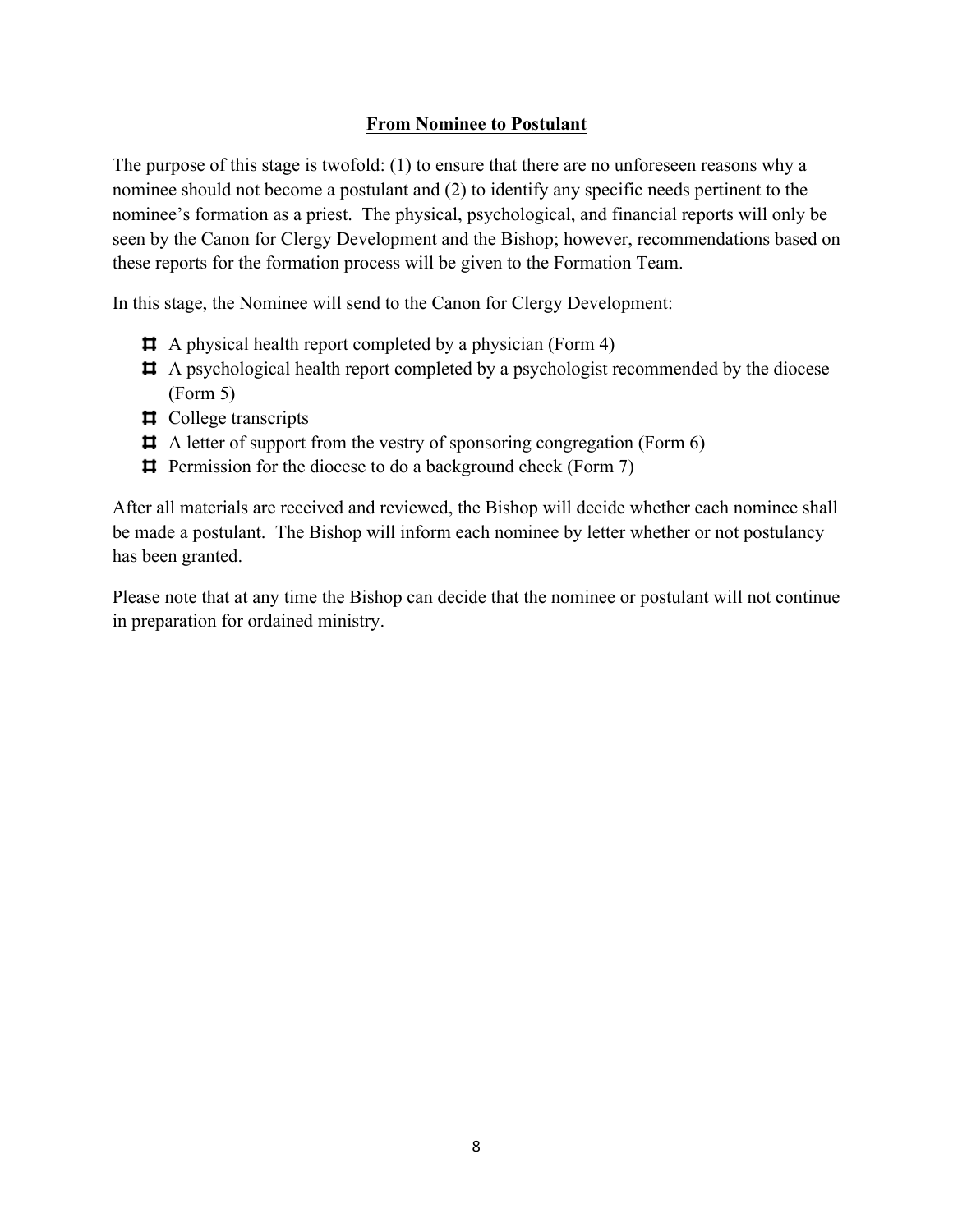## **From Nominee to Postulant**

The purpose of this stage is twofold: (1) to ensure that there are no unforeseen reasons why a nominee should not become a postulant and (2) to identify any specific needs pertinent to the nominee's formation as a priest. The physical, psychological, and financial reports will only be seen by the Canon for Clergy Development and the Bishop; however, recommendations based on these reports for the formation process will be given to the Formation Team.

In this stage, the Nominee will send to the Canon for Clergy Development:

- A physical health report completed by a physician (Form 4)
- A psychological health report completed by a psychologist recommended by the diocese (Form 5)
- College transcripts
- A letter of support from the vestry of sponsoring congregation (Form 6)
- Permission for the diocese to do a background check (Form 7)

After all materials are received and reviewed, the Bishop will decide whether each nominee shall be made a postulant. The Bishop will inform each nominee by letter whether or not postulancy has been granted.

Please note that at any time the Bishop can decide that the nominee or postulant will not continue in preparation for ordained ministry.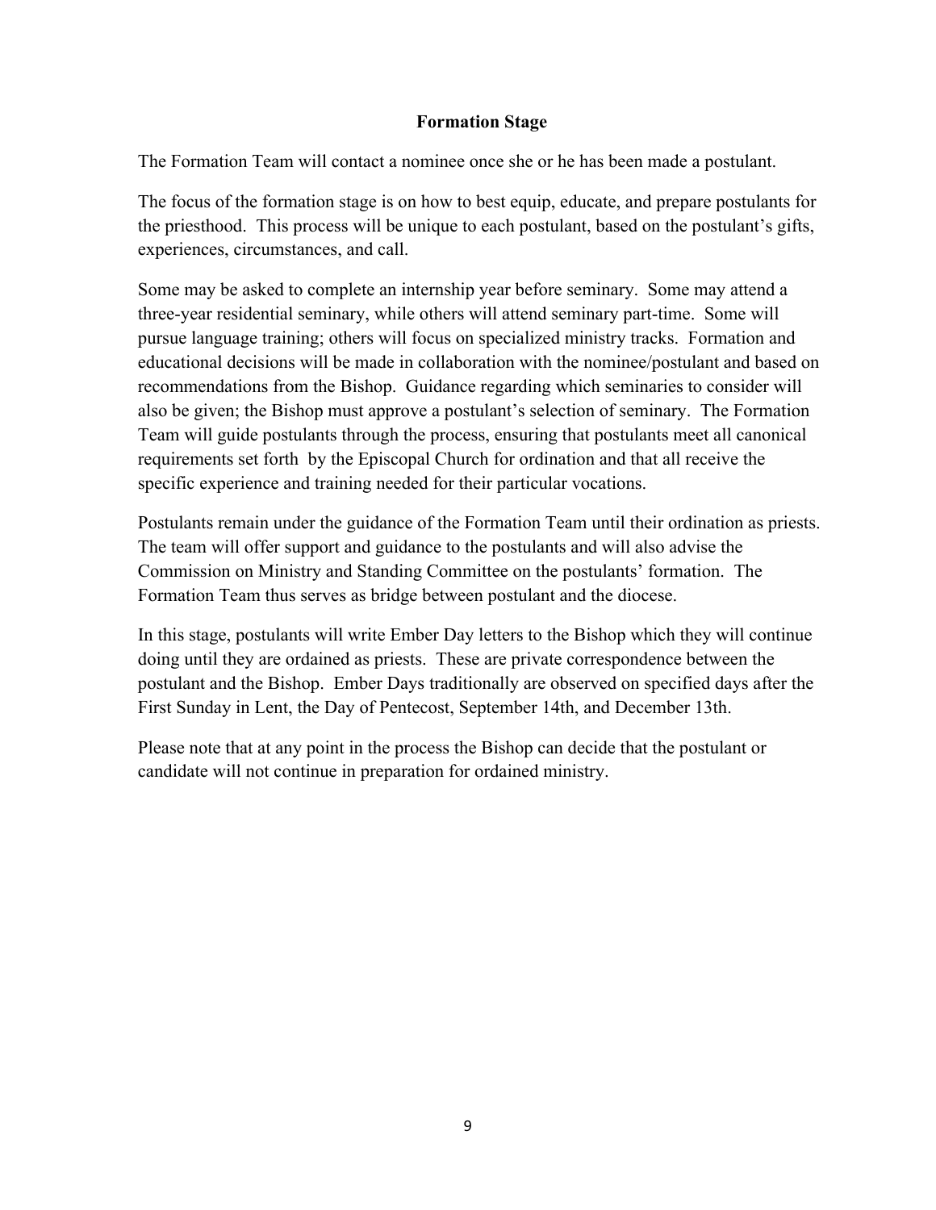## Formation Stage

The Formation Team will contact a nominee once she or he has been made a postulant.

The focus of the formation stage is on how to best equip, educate, and prepare postulants for the priesthood. This process will be unique to each postulant, based on the postulant's gifts, experiences, circumstances, and call.

Some may be asked to complete an internship year before seminary. Some may attend a three-year residential seminary, while others will attend seminary part-time. Some will pursue language training; others will focus on specialized ministry tracks. Formation and educational decisions will be made in collaboration with the nominee/postulant and based on recommendations from the Bishop. Guidance regarding which seminaries to consider will also be given; the Bishop must approve a postulant's selection of seminary. The Formation Team will guide postulants through the process, ensuring that postulants meet all canonical requirements set forth by the Episcopal Church for ordination and that all receive the specific experience and training needed for their particular vocations.

Postulants remain under the guidance of the Formation Team until their ordination as priests. The team will offer support and guidance to the postulants and will also advise the Commission on Ministry and Standing Committee on the postulants' formation. The Formation Team thus serves as bridge between postulant and the diocese.

In this stage, postulants will write Ember Day letters to the Bishop which they will continue doing until they are ordained as priests. These are private correspondence between the postulant and the Bishop. Ember Days traditionally are observed on specified days after the First Sunday in Lent, the Day of Pentecost, September 14th, and December 13th.

Please note that at any point in the process the Bishop can decide that the postulant or candidate will not continue in preparation for ordained ministry.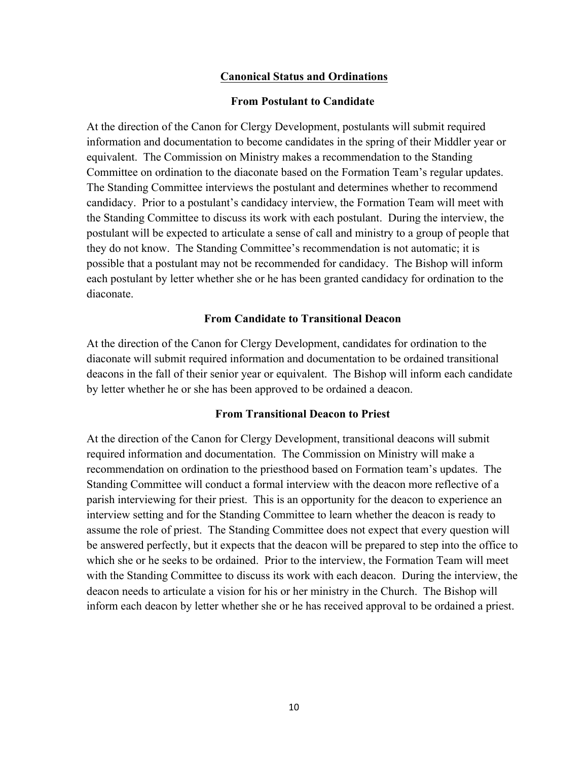## Canonical Status and Ordinations

### From Postulant to Candidate

At the direction of the Canon for Clergy Development, postulants will submit required information and documentation to become candidates in the spring of their Middler year or equivalent. The Commission on Ministry makes a recommendation to the Standing Committee on ordination to the diaconate based on the Formation Team's regular updates. The Standing Committee interviews the postulant and determines whether to recommend candidacy. Prior to a postulant's candidacy interview, the Formation Team will meet with the Standing Committee to discuss its work with each postulant. During the interview, the postulant will be expected to articulate a sense of call and ministry to a group of people that they do not know. The Standing Committee's recommendation is not automatic; it is possible that a postulant may not be recommended for candidacy. The Bishop will inform each postulant by letter whether she or he has been granted candidacy for ordination to the diaconate.

### From Candidate to Transitional Deacon

At the direction of the Canon for Clergy Development, candidates for ordination to the diaconate will submit required information and documentation to be ordained transitional deacons in the fall of their senior year or equivalent. The Bishop will inform each candidate by letter whether he or she has been approved to be ordained a deacon.

### From Transitional Deacon to Priest

At the direction of the Canon for Clergy Development, transitional deacons will submit required information and documentation. The Commission on Ministry will make a recommendation on ordination to the priesthood based on Formation team's updates. The Standing Committee will conduct a formal interview with the deacon more reflective of a parish interviewing for their priest. This is an opportunity for the deacon to experience an interview setting and for the Standing Committee to learn whether the deacon is ready to assume the role of priest. The Standing Committee does not expect that every question will be answered perfectly, but it expects that the deacon will be prepared to step into the office to which she or he seeks to be ordained. Prior to the interview, the Formation Team will meet with the Standing Committee to discuss its work with each deacon. During the interview, the deacon needs to articulate a vision for his or her ministry in the Church. The Bishop will inform each deacon by letter whether she or he has received approval to be ordained a priest.